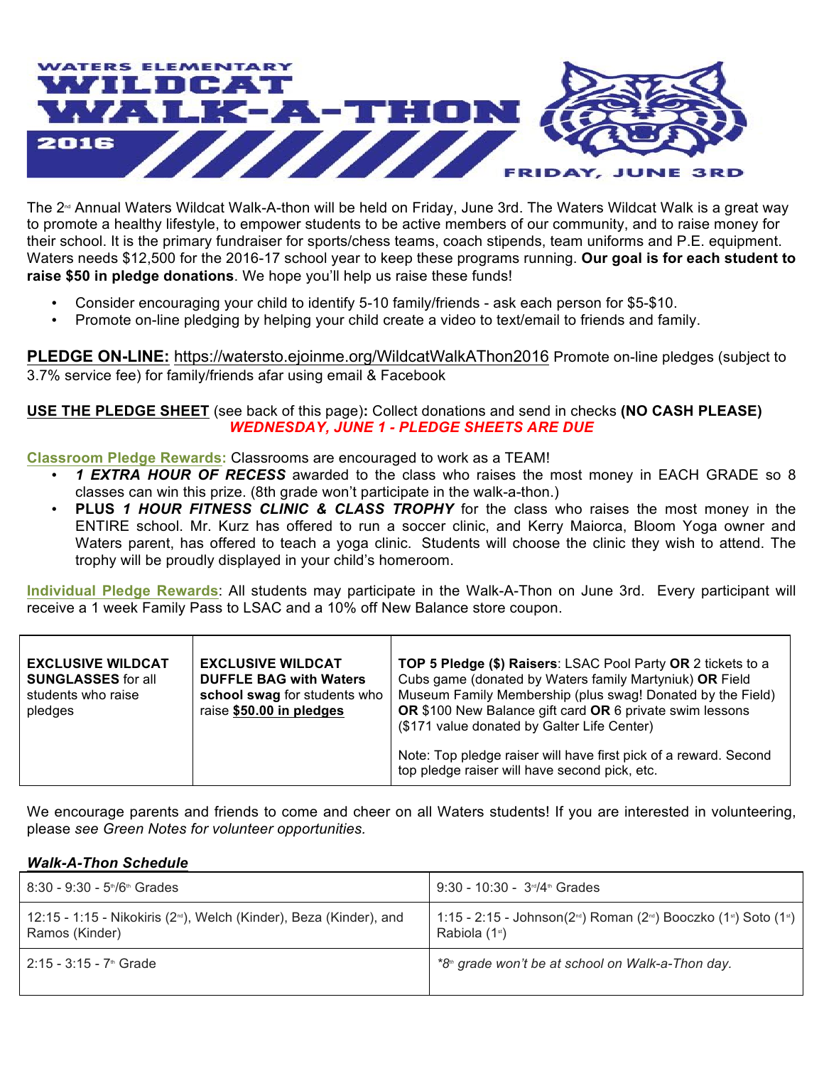# WATERS ELEMENTARY WILDCAT WALK-A-THON 2016

FRIDAY, JUNE 3RD

The 2nd Annual Waters Wildcat Walk-A-thon will be held on Friday, June 3rd. The Waters Wildcat Walk is a great way to promote a healthy lifestyle, to empower students to be active members of our community, and to raise money for their school. It is the primary fundraiser for sports/chess teams, coach stipends, team uniforms and P.E. equipment. Waters needs $12,500 for the 2016-17 school year to keep these programs running. **Our goal is for each student to raise $50 in pledge donations**. We hope you'll help us raise these funds!

- Consider encouraging your child to identify 5-10 family/friends - ask each person for $5-$10.
- Promote on-line pledging by helping your child create a video to text/email to friends and family.

**PLEDGE ON-LINE:** https://watersto.ejoinme.org/WildcatWalkAThon2016 Promote on-line pledges (subject to 3.7% service fee) for family/friends afar using email & Facebook

**USE THE PLEDGE SHEET** (see back of this page)**:** Collect donations and send in checks **(NO CASH PLEASE)**
***WEDNESDAY, JUNE 1 - PLEDGE SHEETS ARE DUE***

**Classroom Pledge Rewards:** Classrooms are encouraged to work as a TEAM!

- ***1 EXTRA HOUR OF RECESS*** awarded to the class who raises the most money in EACH GRADE so 8 classes can win this prize. (8th grade won't participate in the walk-a-thon.)
- **PLUS *1 HOUR FITNESS CLINIC & CLASS TROPHY*** for the class who raises the most money in the ENTIRE school. Mr. Kurz has offered to run a soccer clinic, and Kerry Maiorca, Bloom Yoga owner and Waters parent, has offered to teach a yoga clinic. Students will choose the clinic they wish to attend. The trophy will be proudly displayed in your child's homeroom.

**Individual Pledge Rewards**: All students may participate in the Walk-A-Thon on June 3rd. Every participant will receive a 1 week Family Pass to LSAC and a 10% off New Balance store coupon.

| | | |
|---|---|---|
| **EXCLUSIVE WILDCAT SUNGLASSES** for all students who raise pledges | **EXCLUSIVE WILDCAT DUFFLE BAG with Waters school swag** for students who raise **$50.00 in pledges** | **TOP 5 Pledge ($) Raisers**: LSAC Pool Party **OR** 2 tickets to a Cubs game (donated by Waters family Martyniuk) **OR** Field Museum Family Membership (plus swag! Donated by the Field) **OR** $100 New Balance gift card **OR** 6 private swim lessons ($171 value donated by Galter Life Center)<br><br>Note: Top pledge raiser will have first pick of a reward. Second top pledge raiser will have second pick, etc. |

We encourage parents and friends to come and cheer on all Waters students! If you are interested in volunteering, please *see Green Notes for volunteer opportunities.*

***Walk-A-Thon Schedule***

| | |
|---|---|
| 8:30 - 9:30 - 5th/6th Grades | 9:30 - 10:30 - 3rd/4th Grades |
| 12:15 - 1:15 - Nikokiris (2nd), Welch (Kinder), Beza (Kinder), and Ramos (Kinder) | 1:15 - 2:15 - Johnson(2nd) Roman (2nd) Booczko (1st) Soto (1st) Rabiola (1st) |
| 2:15 - 3:15 - 7th Grade | *\*8th grade won't be at school on Walk-a-Thon day.* |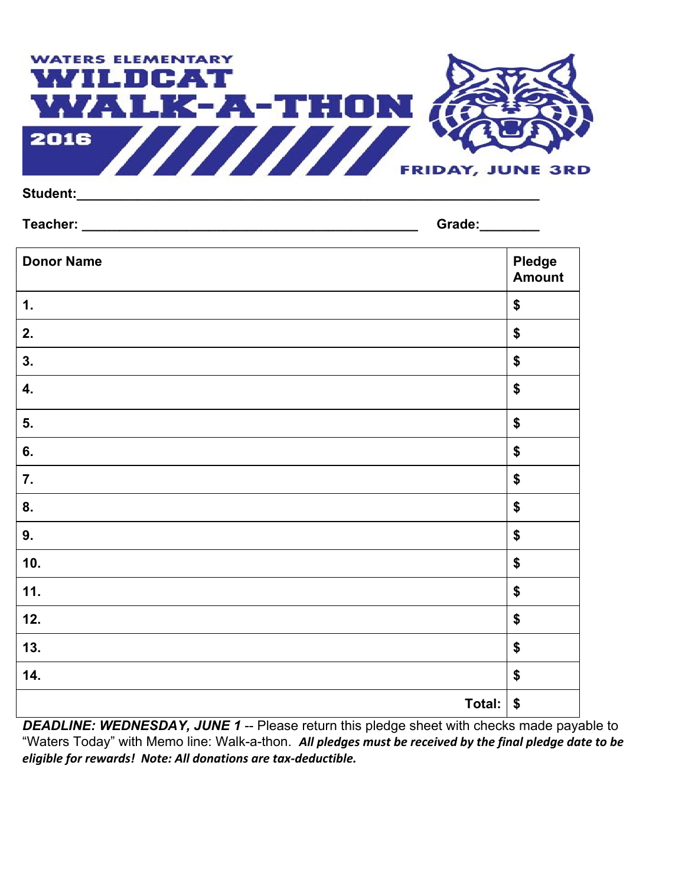WATERS ELEMENTARY

# WILDCAT WALK-A-THON

2016

FRIDAY, JUNE 3RD

**Student:**\_\_\_\_\_\_\_\_\_\_\_\_\_\_\_\_\_\_\_\_\_\_\_\_\_\_\_\_\_\_\_\_\_\_\_\_\_\_\_\_\_\_\_\_\_\_\_\_\_\_\_\_\_\_\_\_\_\_\_\_

**Teacher:** \_\_\_\_\_\_\_\_\_\_\_\_\_\_\_\_\_\_\_\_\_\_\_\_\_\_\_\_\_\_\_\_\_\_\_\_\_\_\_\_\_\_\_\_ **Grade:**\_\_\_\_\_\_\_\_

| Donor Name | Pledge Amount |
|---|---|
| 1. | $ |
| 2. | $ |
| 3. | $ |
| 4. | $ |
| 5. | $ |
| 6. | $ |
| 7. | $ |
| 8. | $ |
| 9. | $ |
| 10. | $ |
| 11. | $ |
| 12. | $ |
| 13. | $ |
| 14. | $ |
| **Total:** | $ |

***DEADLINE: WEDNESDAY, JUNE 1*** -- Please return this pledge sheet with checks made payable to "Waters Today" with Memo line: Walk-a-thon. ***All pledges must be received by the final pledge date to be eligible for rewards! Note: All donations are tax-deductible.***